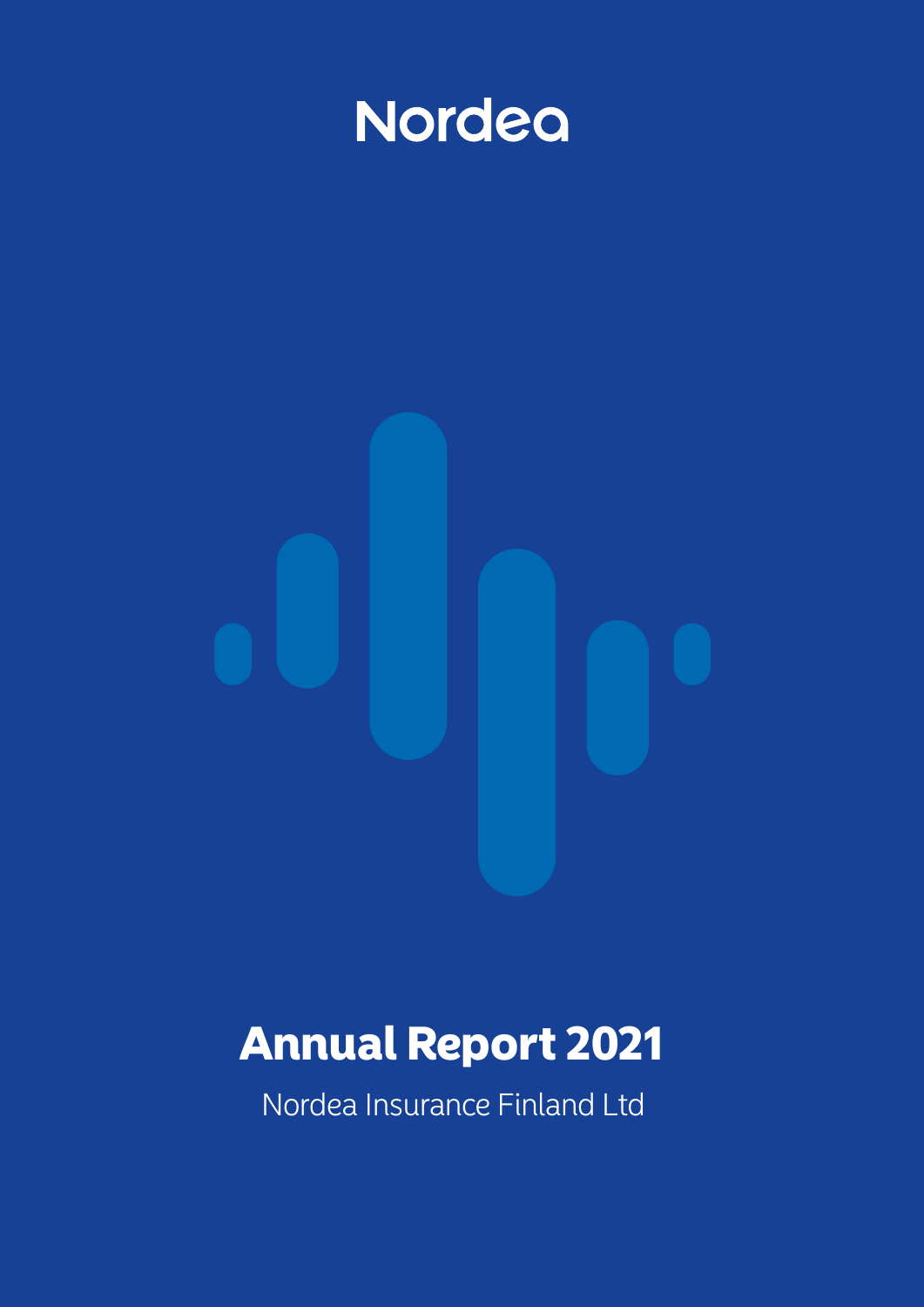Nordea

# Annual Report 2021

Nordea Insurance Finland Ltd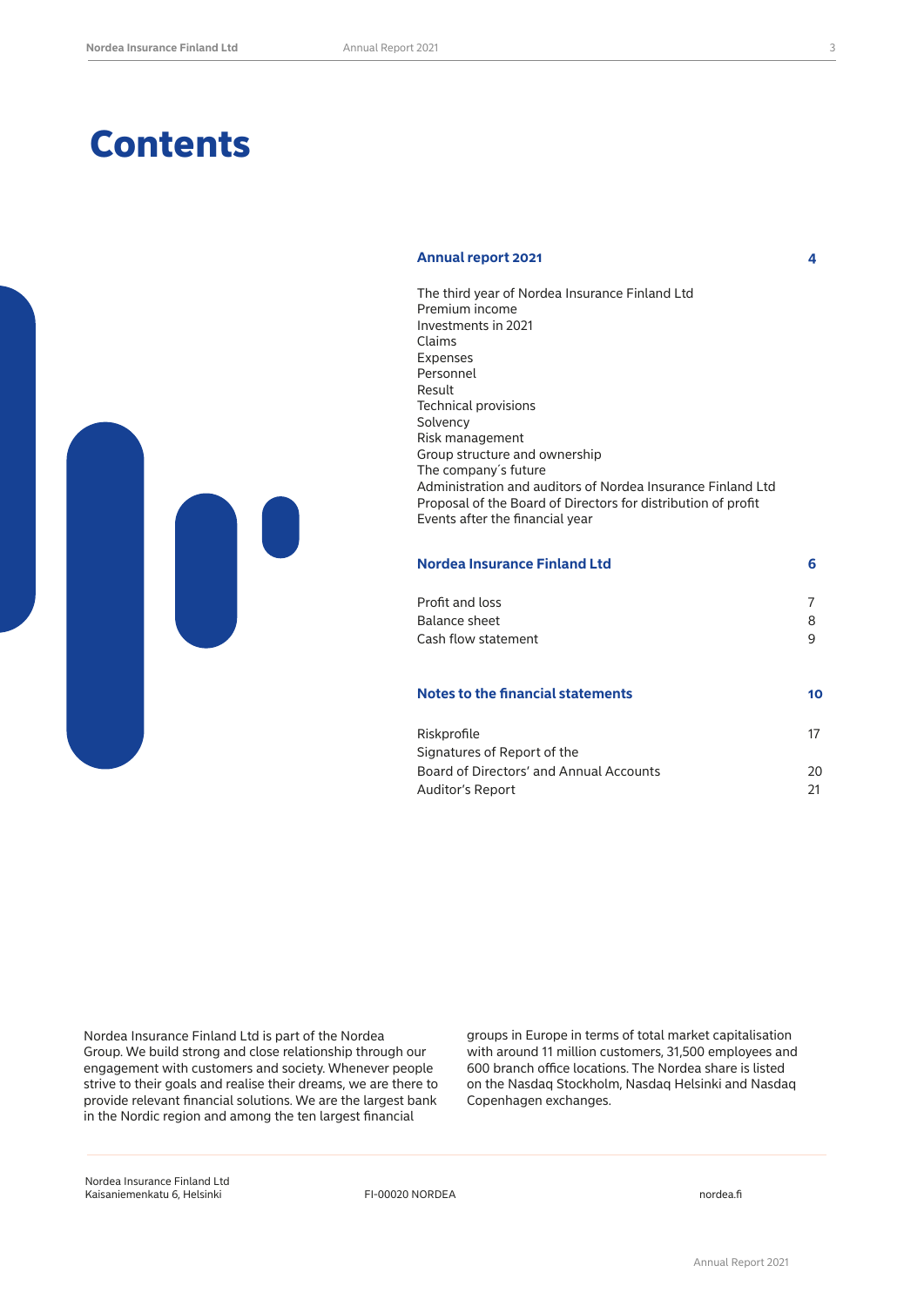# Contents

**Annual report 2021** — 4

The third year of Nordea Insurance Finland Ltd
Premium income
Investments in 2021
Claims
Expenses
Personnel
Result
Technical provisions
Solvency
Risk management
Group structure and ownership
The company´s future
Administration and auditors of Nordea Insurance Finland Ltd
Proposal of the Board of Directors for distribution of profit
Events after the financial year

**Nordea Insurance Finland Ltd** — 6

| | |
|---|---|
| Profit and loss | 7 |
| Balance sheet | 8 |
| Cash flow statement | 9 |

**Notes to the financial statements** — 10

| | |
|---|---|
| Riskprofile | 17 |
| Signatures of Report of the Board of Directors' and Annual Accounts | 20 |
| Auditor's Report | 21 |

Nordea Insurance Finland Ltd is part of the Nordea Group. We build strong and close relationship through our engagement with customers and society. Whenever people strive to their goals and realise their dreams, we are there to provide relevant financial solutions. We are the largest bank in the Nordic region and among the ten largest financial groups in Europe in terms of total market capitalisation with around 11 million customers, 31,500 employees and 600 branch office locations. The Nordea share is listed on the Nasdaq Stockholm, Nasdaq Helsinki and Nasdaq Copenhagen exchanges.

Nordea Insurance Finland Ltd
Kaisaniemenkatu 6, Helsinki

FI-00020 NORDEA

nordea.fi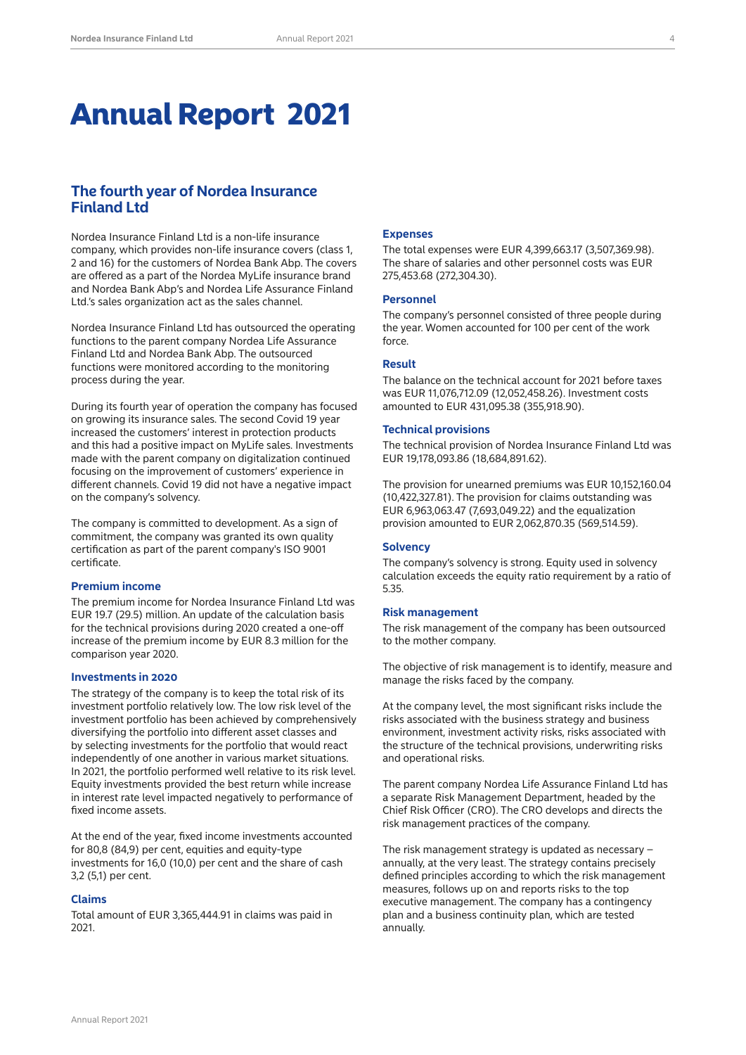# Annual Report 2021

## The fourth year of Nordea Insurance Finland Ltd

Nordea Insurance Finland Ltd is a non-life insurance company, which provides non-life insurance covers (class 1, 2 and 16) for the customers of Nordea Bank Abp. The covers are offered as a part of the Nordea MyLife insurance brand and Nordea Bank Abp's and Nordea Life Assurance Finland Ltd.'s sales organization act as the sales channel.

Nordea Insurance Finland Ltd has outsourced the operating functions to the parent company Nordea Life Assurance Finland Ltd and Nordea Bank Abp. The outsourced functions were monitored according to the monitoring process during the year.

During its fourth year of operation the company has focused on growing its insurance sales. The second Covid 19 year increased the customers' interest in protection products and this had a positive impact on MyLife sales. Investments made with the parent company on digitalization continued focusing on the improvement of customers' experience in different channels. Covid 19 did not have a negative impact on the company's solvency.

The company is committed to development. As a sign of commitment, the company was granted its own quality certification as part of the parent company's ISO 9001 certificate.

### Premium income

The premium income for Nordea Insurance Finland Ltd was EUR 19.7 (29.5) million. An update of the calculation basis for the technical provisions during 2020 created a one-off increase of the premium income by EUR 8.3 million for the comparison year 2020.

### Investments in 2020

The strategy of the company is to keep the total risk of its investment portfolio relatively low. The low risk level of the investment portfolio has been achieved by comprehensively diversifying the portfolio into different asset classes and by selecting investments for the portfolio that would react independently of one another in various market situations. In 2021, the portfolio performed well relative to its risk level. Equity investments provided the best return while increase in interest rate level impacted negatively to performance of fixed income assets.

At the end of the year, fixed income investments accounted for 80,8 (84,9) per cent, equities and equity-type investments for 16,0 (10,0) per cent and the share of cash 3,2 (5,1) per cent.

### Claims

Total amount of EUR 3,365,444.91 in claims was paid in 2021.

### Expenses

The total expenses were EUR 4,399,663.17 (3,507,369.98). The share of salaries and other personnel costs was EUR 275,453.68 (272,304.30).

### Personnel

The company's personnel consisted of three people during the year. Women accounted for 100 per cent of the work force.

### Result

The balance on the technical account for 2021 before taxes was EUR 11,076,712.09 (12,052,458.26). Investment costs amounted to EUR 431,095.38 (355,918.90).

### Technical provisions

The technical provision of Nordea Insurance Finland Ltd was EUR 19,178,093.86 (18,684,891.62).

The provision for unearned premiums was EUR 10,152,160.04 (10,422,327.81). The provision for claims outstanding was EUR 6,963,063.47 (7,693,049.22) and the equalization provision amounted to EUR 2,062,870.35 (569,514.59).

### Solvency

The company's solvency is strong. Equity used in solvency calculation exceeds the equity ratio requirement by a ratio of 5.35.

### Risk management

The risk management of the company has been outsourced to the mother company.

The objective of risk management is to identify, measure and manage the risks faced by the company.

At the company level, the most significant risks include the risks associated with the business strategy and business environment, investment activity risks, risks associated with the structure of the technical provisions, underwriting risks and operational risks.

The parent company Nordea Life Assurance Finland Ltd has a separate Risk Management Department, headed by the Chief Risk Officer (CRO). The CRO develops and directs the risk management practices of the company.

The risk management strategy is updated as necessary – annually, at the very least. The strategy contains precisely defined principles according to which the risk management measures, follows up on and reports risks to the top executive management. The company has a contingency plan and a business continuity plan, which are tested annually.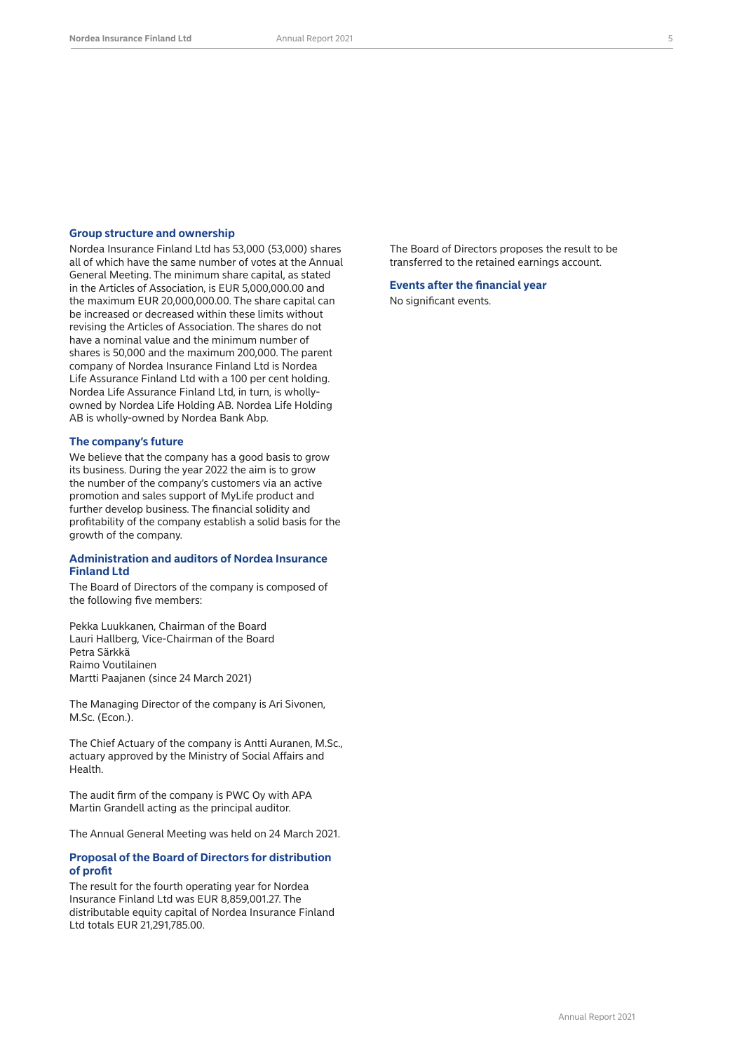## Group structure and ownership

Nordea Insurance Finland Ltd has 53,000 (53,000) shares all of which have the same number of votes at the Annual General Meeting. The minimum share capital, as stated in the Articles of Association, is EUR 5,000,000.00 and the maximum EUR 20,000,000.00. The share capital can be increased or decreased within these limits without revising the Articles of Association. The shares do not have a nominal value and the minimum number of shares is 50,000 and the maximum 200,000. The parent company of Nordea Insurance Finland Ltd is Nordea Life Assurance Finland Ltd with a 100 per cent holding. Nordea Life Assurance Finland Ltd, in turn, is wholly-owned by Nordea Life Holding AB. Nordea Life Holding AB is wholly-owned by Nordea Bank Abp.

## The company's future

We believe that the company has a good basis to grow its business. During the year 2022 the aim is to grow the number of the company's customers via an active promotion and sales support of MyLife product and further develop business. The financial solidity and profitability of the company establish a solid basis for the growth of the company.

## Administration and auditors of Nordea Insurance Finland Ltd

The Board of Directors of the company is composed of the following five members:

Pekka Luukkanen, Chairman of the Board
Lauri Hallberg, Vice-Chairman of the Board
Petra Särkkä
Raimo Voutilainen
Martti Paajanen (since 24 March 2021)

The Managing Director of the company is Ari Sivonen, M.Sc. (Econ.).

The Chief Actuary of the company is Antti Auranen, M.Sc., actuary approved by the Ministry of Social Affairs and Health.

The audit firm of the company is PWC Oy with APA Martin Grandell acting as the principal auditor.

The Annual General Meeting was held on 24 March 2021.

## Proposal of the Board of Directors for distribution of profit

The result for the fourth operating year for Nordea Insurance Finland Ltd was EUR 8,859,001.27. The distributable equity capital of Nordea Insurance Finland Ltd totals EUR 21,291,785.00.

The Board of Directors proposes the result to be transferred to the retained earnings account.

## Events after the financial year

No significant events.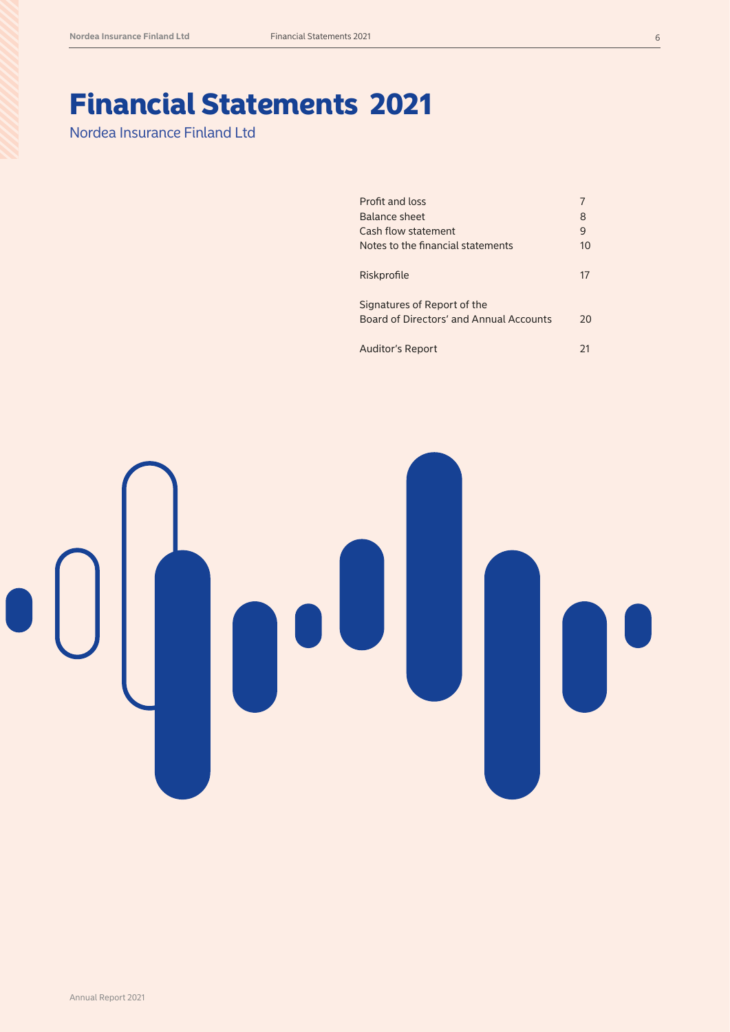# Financial Statements 2021

Nordea Insurance Finland Ltd

| | |
|---|---|
| Profit and loss | 7 |
| Balance sheet | 8 |
| Cash flow statement | 9 |
| Notes to the financial statements | 10 |
| Riskprofile | 17 |
| Signatures of Report of the Board of Directors' and Annual Accounts | 20 |
| Auditor's Report | 21 |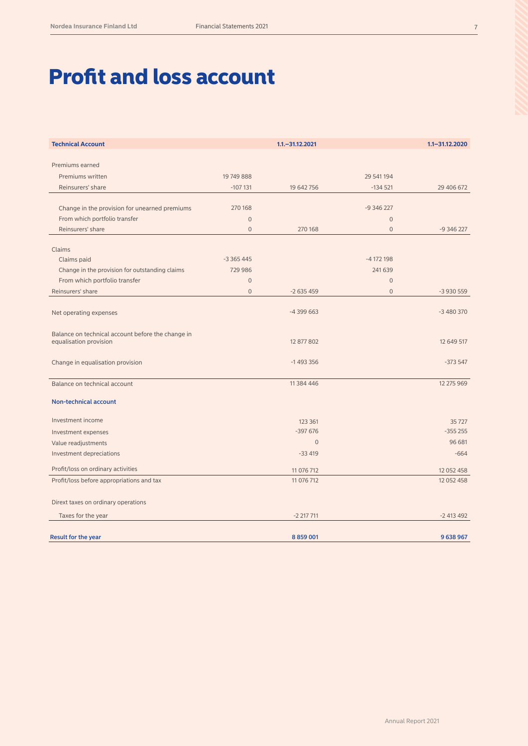# Profit and loss account

| Technical Account | | 1.1.–31.12.2021 | | 1.1–31.12.2020 |
|---|---|---|---|---|
| Premiums earned | | | | |
| Premiums written | 19 749 888 | | 29 541 194 | |
| Reinsurers' share | -107 131 | 19 642 756 | -134 521 | 29 406 672 |
| Change in the provision for unearned premiums | 270 168 | | -9 346 227 | |
| From which portfolio transfer | 0 | | 0 | |
| Reinsurers' share | 0 | 270 168 | 0 | -9 346 227 |
| Claims | | | | |
| Claims paid | -3 365 445 | | -4 172 198 | |
| Change in the provision for outstanding claims | 729 986 | | 241 639 | |
| From which portfolio transfer | 0 | | 0 | |
| Reinsurers' share | 0 | -2 635 459 | 0 | -3 930 559 |
| Net operating expenses | | -4 399 663 | | -3 480 370 |
| Balance on technical account before the change in equalisation provision | | 12 877 802 | | 12 649 517 |
| Change in equalisation provision | | -1 493 356 | | -373 547 |
| Balance on technical account | | 11 384 446 | | 12 275 969 |
| **Non-technical account** | | | | |
| Investment income | | 123 361 | | 35 727 |
| Investment expenses | | -397 676 | | -355 255 |
| Value readjustments | | 0 | | 96 681 |
| Investment depreciations | | -33 419 | | -664 |
| Profit/loss on ordinary activities | | 11 076 712 | | 12 052 458 |
| Profit/loss before appropriations and tax | | 11 076 712 | | 12 052 458 |
| Dirext taxes on ordinary operations | | | | |
| Taxes for the year | | -2 217 711 | | -2 413 492 |
| **Result for the year** | | **8 859 001** | | **9 638 967** |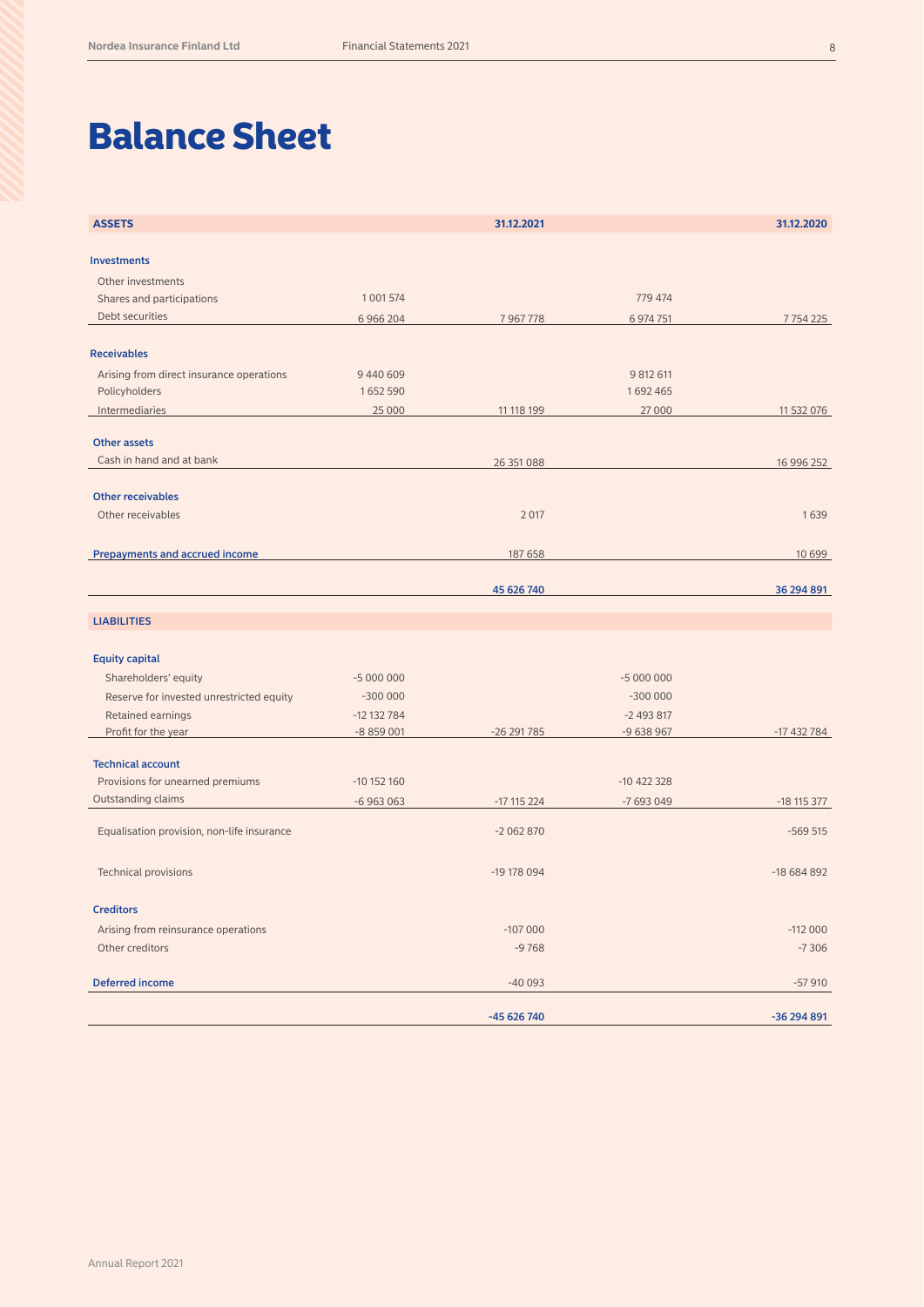# Balance Sheet

| ASSETS | | 31.12.2021 | | 31.12.2020 |
|---|---|---|---|---|
| **Investments** | | | | |
| Other investments | | | | |
| Shares and participations | 1 001 574 | | 779 474 | |
| Debt securities | 6 966 204 | 7 967 778 | 6 974 751 | 7 754 225 |
| **Receivables** | | | | |
| Arising from direct insurance operations | 9 440 609 | | 9 812 611 | |
| Policyholders | 1 652 590 | | 1 692 465 | |
| Intermediaries | 25 000 | 11 118 199 | 27 000 | 11 532 076 |
| **Other assets** | | | | |
| Cash in hand and at bank | | 26 351 088 | | 16 996 252 |
| **Other receivables** | | | | |
| Other receivables | | 2 017 | | 1 639 |
| **Prepayments and accrued income** | | 187 658 | | 10 699 |
| | | **45 626 740** | | **36 294 891** |

| LIABILITIES | | 31.12.2021 | | 31.12.2020 |
|---|---|---|---|---|
| **Equity capital** | | | | |
| Shareholders' equity | -5 000 000 | | -5 000 000 | |
| Reserve for invested unrestricted equity | -300 000 | | -300 000 | |
| Retained earnings | -12 132 784 | | -2 493 817 | |
| Profit for the year | -8 859 001 | -26 291 785 | -9 638 967 | -17 432 784 |
| **Technical account** | | | | |
| Provisions for unearned premiums | -10 152 160 | | -10 422 328 | |
| Outstanding claims | -6 963 063 | -17 115 224 | -7 693 049 | -18 115 377 |
| Equalisation provision, non-life insurance | | -2 062 870 | | -569 515 |
| Technical provisions | | -19 178 094 | | -18 684 892 |
| **Creditors** | | | | |
| Arising from reinsurance operations | | -107 000 | | -112 000 |
| Other creditors | | -9 768 | | -7 306 |
| **Deferred income** | | -40 093 | | -57 910 |
| | | **-45 626 740** | | **-36 294 891** |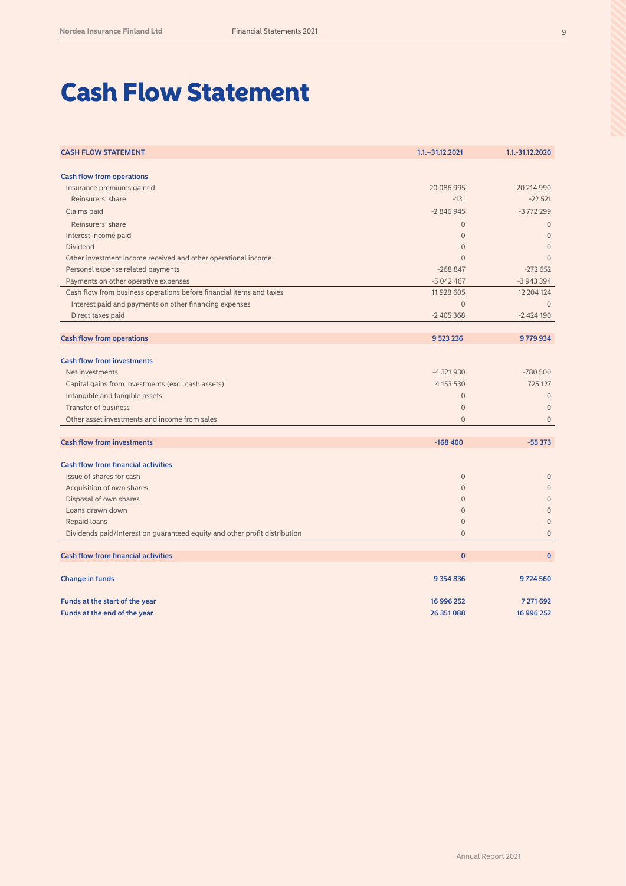# Cash Flow Statement

| CASH FLOW STATEMENT | 1.1.–31.12.2021 | 1.1.-31.12.2020 |
|---|---|---|
| **Cash flow from operations** | | |
| Insurance premiums gained | 20 086 995 | 20 214 990 |
| Reinsurers' share | -131 | -22 521 |
| Claims paid | -2 846 945 | -3 772 299 |
| Reinsurers' share | 0 | 0 |
| Interest income paid | 0 | 0 |
| Dividend | 0 | 0 |
| Other investment income received and other operational income | 0 | 0 |
| Personel expense related payments | -268 847 | -272 652 |
| Payments on other operative expenses | -5 042 467 | -3 943 394 |
| Cash flow from business operations before financial items and taxes | 11 928 605 | 12 204 124 |
| Interest paid and payments on other financing expenses | 0 | 0 |
| Direct taxes paid | -2 405 368 | -2 424 190 |
| **Cash flow from operations** | **9 523 236** | **9 779 934** |
| **Cash flow from investments** | | |
| Net investments | -4 321 930 | -780 500 |
| Capital gains from investments (excl. cash assets) | 4 153 530 | 725 127 |
| Intangible and tangible assets | 0 | 0 |
| Transfer of business | 0 | 0 |
| Other asset investments and income from sales | 0 | 0 |
| **Cash flow from investments** | **-168 400** | **-55 373** |
| **Cash flow from financial activities** | | |
| Issue of shares for cash | 0 | 0 |
| Acquisition of own shares | 0 | 0 |
| Disposal of own shares | 0 | 0 |
| Loans drawn down | 0 | 0 |
| Repaid loans | 0 | 0 |
| Dividends paid/Interest on guaranteed equity and other profit distribution | 0 | 0 |
| **Cash flow from financial activities** | **0** | **0** |
| **Change in funds** | **9 354 836** | **9 724 560** |
| **Funds at the start of the year** | **16 996 252** | **7 271 692** |
| **Funds at the end of the year** | **26 351 088** | **16 996 252** |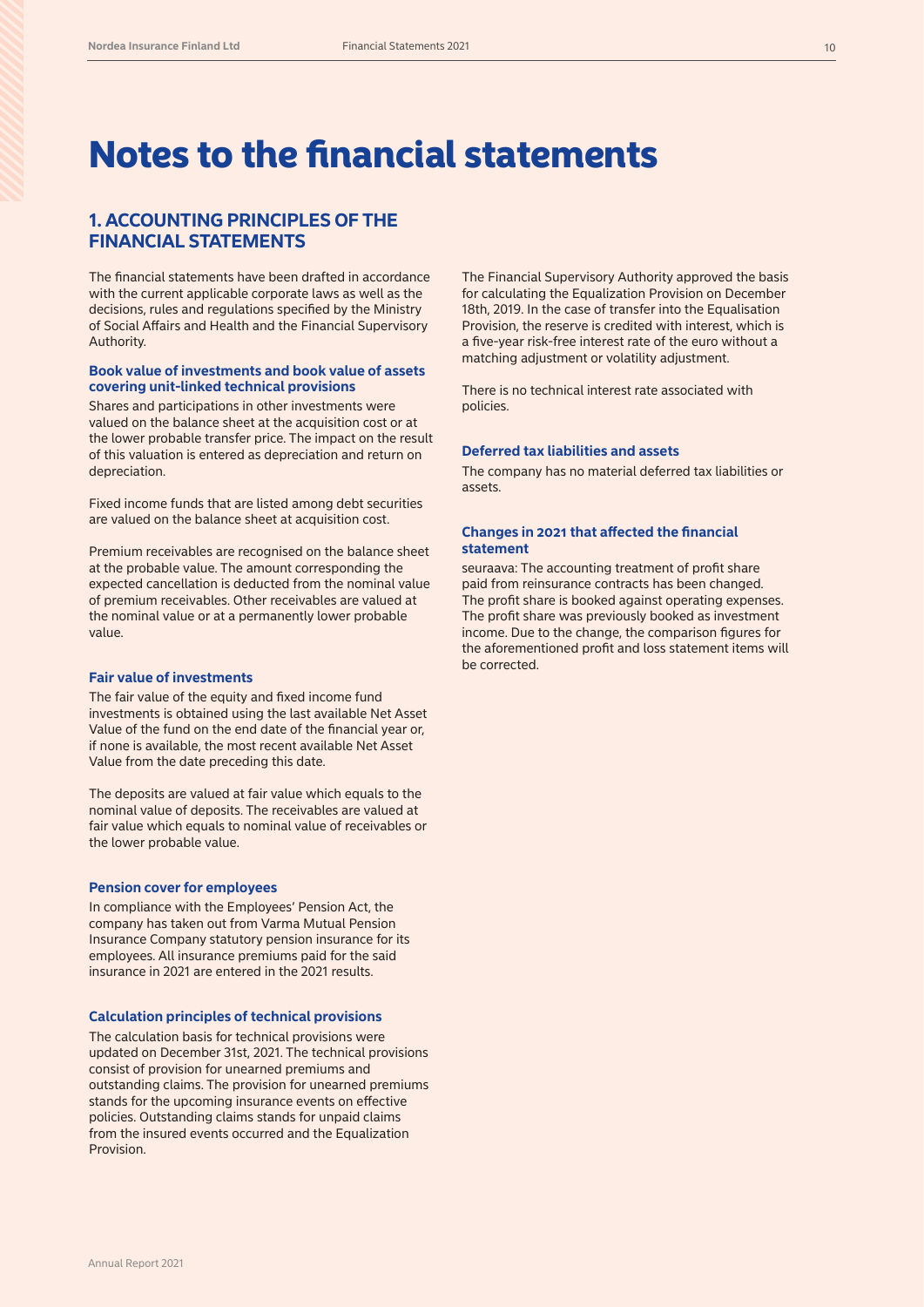# Notes to the financial statements

## 1. ACCOUNTING PRINCIPLES OF THE FINANCIAL STATEMENTS

The financial statements have been drafted in accordance with the current applicable corporate laws as well as the decisions, rules and regulations specified by the Ministry of Social Affairs and Health and the Financial Supervisory Authority.

### Book value of investments and book value of assets covering unit-linked technical provisions

Shares and participations in other investments were valued on the balance sheet at the acquisition cost or at the lower probable transfer price. The impact on the result of this valuation is entered as depreciation and return on depreciation.

Fixed income funds that are listed among debt securities are valued on the balance sheet at acquisition cost.

Premium receivables are recognised on the balance sheet at the probable value. The amount corresponding the expected cancellation is deducted from the nominal value of premium receivables. Other receivables are valued at the nominal value or at a permanently lower probable value.

### Fair value of investments

The fair value of the equity and fixed income fund investments is obtained using the last available Net Asset Value of the fund on the end date of the financial year or, if none is available, the most recent available Net Asset Value from the date preceding this date.

The deposits are valued at fair value which equals to the nominal value of deposits. The receivables are valued at fair value which equals to nominal value of receivables or the lower probable value.

### Pension cover for employees

In compliance with the Employees' Pension Act, the company has taken out from Varma Mutual Pension Insurance Company statutory pension insurance for its employees. All insurance premiums paid for the said insurance in 2021 are entered in the 2021 results.

### Calculation principles of technical provisions

The calculation basis for technical provisions were updated on December 31st, 2021. The technical provisions consist of provision for unearned premiums and outstanding claims. The provision for unearned premiums stands for the upcoming insurance events on effective policies. Outstanding claims stands for unpaid claims from the insured events occurred and the Equalization Provision.

The Financial Supervisory Authority approved the basis for calculating the Equalization Provision on December 18th, 2019. In the case of transfer into the Equalisation Provision, the reserve is credited with interest, which is a five-year risk-free interest rate of the euro without a matching adjustment or volatility adjustment.

There is no technical interest rate associated with policies.

### Deferred tax liabilities and assets

The company has no material deferred tax liabilities or assets.

### Changes in 2021 that affected the financial statement

seuraava: The accounting treatment of profit share paid from reinsurance contracts has been changed. The profit share is booked against operating expenses. The profit share was previously booked as investment income. Due to the change, the comparison figures for the aforementioned profit and loss statement items will be corrected.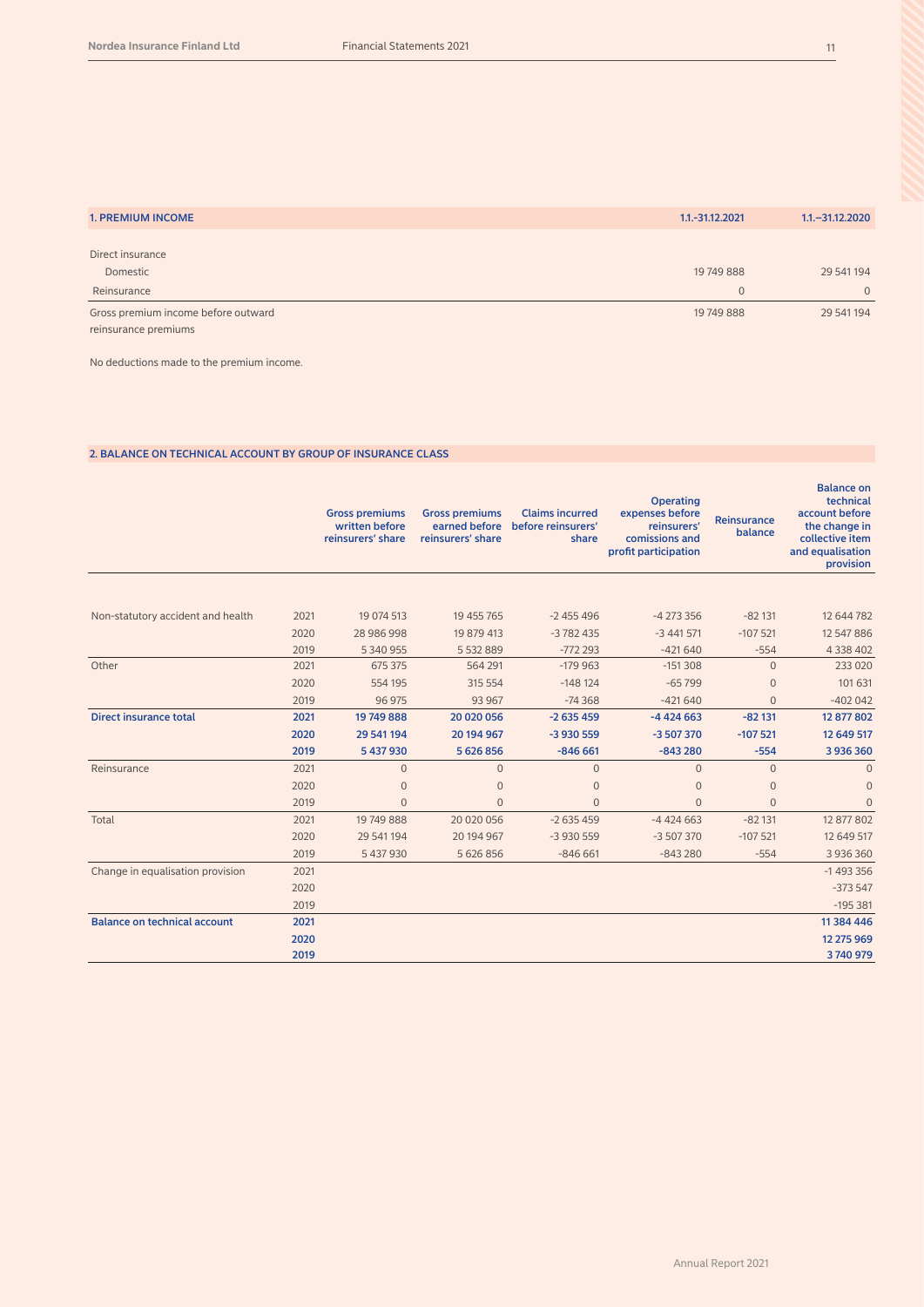## 1. PREMIUM INCOME

| | 1.1.-31.12.2021 | 1.1.–31.12.2020 |
|---|---|---|
| Direct insurance | | |
| Domestic | 19 749 888 | 29 541 194 |
| Reinsurance | 0 | 0 |
| Gross premium income before outward reinsurance premiums | 19 749 888 | 29 541 194 |

No deductions made to the premium income.

## 2. BALANCE ON TECHNICAL ACCOUNT BY GROUP OF INSURANCE CLASS

| | | Gross premiums written before reinsurers' share | Gross premiums earned before reinsurers' share | Claims incurred before reinsurers' share | Operating expenses before reinsurers' comissions and profit participation | Reinsurance balance | Balance on technical account before the change in collective item and equalisation provision |
|---|---|---|---|---|---|---|---|
| Non-statutory accident and health | 2021 | 19 074 513 | 19 455 765 | -2 455 496 | -4 273 356 | -82 131 | 12 644 782 |
| | 2020 | 28 986 998 | 19 879 413 | -3 782 435 | -3 441 571 | -107 521 | 12 547 886 |
| | 2019 | 5 340 955 | 5 532 889 | -772 293 | -421 640 | -554 | 4 338 402 |
| Other | 2021 | 675 375 | 564 291 | -179 963 | -151 308 | 0 | 233 020 |
| | 2020 | 554 195 | 315 554 | -148 124 | -65 799 | 0 | 101 631 |
| | 2019 | 96 975 | 93 967 | -74 368 | -421 640 | 0 | -402 042 |
| **Direct insurance total** | **2021** | **19 749 888** | **20 020 056** | **-2 635 459** | **-4 424 663** | **-82 131** | **12 877 802** |
| | **2020** | **29 541 194** | **20 194 967** | **-3 930 559** | **-3 507 370** | **-107 521** | **12 649 517** |
| | **2019** | **5 437 930** | **5 626 856** | **-846 661** | **-843 280** | **-554** | **3 936 360** |
| Reinsurance | 2021 | 0 | 0 | 0 | 0 | 0 | 0 |
| | 2020 | 0 | 0 | 0 | 0 | 0 | 0 |
| | 2019 | 0 | 0 | 0 | 0 | 0 | 0 |
| Total | 2021 | 19 749 888 | 20 020 056 | -2 635 459 | -4 424 663 | -82 131 | 12 877 802 |
| | 2020 | 29 541 194 | 20 194 967 | -3 930 559 | -3 507 370 | -107 521 | 12 649 517 |
| | 2019 | 5 437 930 | 5 626 856 | -846 661 | -843 280 | -554 | 3 936 360 |
| Change in equalisation provision | 2021 | | | | | | -1 493 356 |
| | 2020 | | | | | | -373 547 |
| | 2019 | | | | | | -195 381 |
| **Balance on technical account** | **2021** | | | | | | **11 384 446** |
| | **2020** | | | | | | **12 275 969** |
| | **2019** | | | | | | **3 740 979** |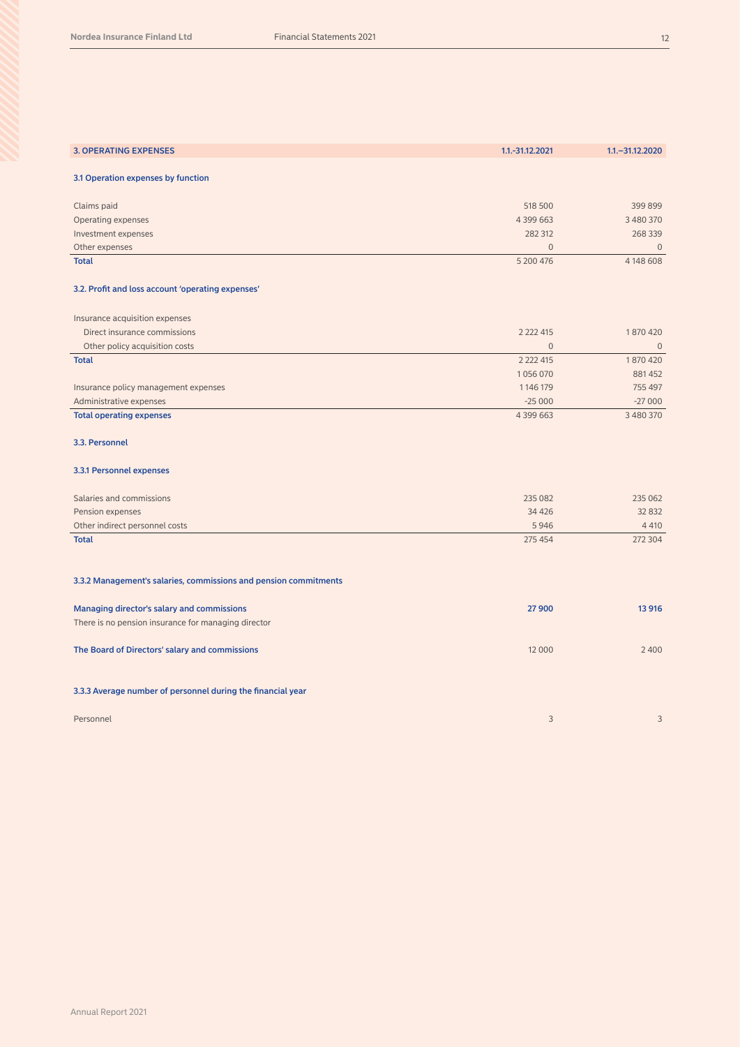| 3. OPERATING EXPENSES | 1.1.-31.12.2021 | 1.1.–31.12.2020 |
|---|---|---|
| **3.1 Operation expenses by function** | | |
| Claims paid | 518 500 | 399 899 |
| Operating expenses | 4 399 663 | 3 480 370 |
| Investment expenses | 282 312 | 268 339 |
| Other expenses | 0 | 0 |
| **Total** | 5 200 476 | 4 148 608 |
| **3.2. Profit and loss account 'operating expenses'** | | |
| Insurance acquisition expenses | | |
| Direct insurance commissions | 2 222 415 | 1 870 420 |
| Other policy acquisition costs | 0 | 0 |
| **Total** | 2 222 415 | 1 870 420 |
| | 1 056 070 | 881 452 |
| Insurance policy management expenses | 1 146 179 | 755 497 |
| Administrative expenses | -25 000 | -27 000 |
| **Total operating expenses** | 4 399 663 | 3 480 370 |
| **3.3. Personnel** | | |
| **3.3.1 Personnel expenses** | | |
| Salaries and commissions | 235 082 | 235 062 |
| Pension expenses | 34 426 | 32 832 |
| Other indirect personnel costs | 5 946 | 4 410 |
| **Total** | 275 454 | 272 304 |
| **3.3.2 Management's salaries, commissions and pension commitments** | | |
| **Managing director's salary and commissions** | **27 900** | **13 916** |
| There is no pension insurance for managing director | | |
| **The Board of Directors' salary and commissions** | 12 000 | 2 400 |
| **3.3.3 Average number of personnel during the financial year** | | |
| Personnel | 3 | 3 |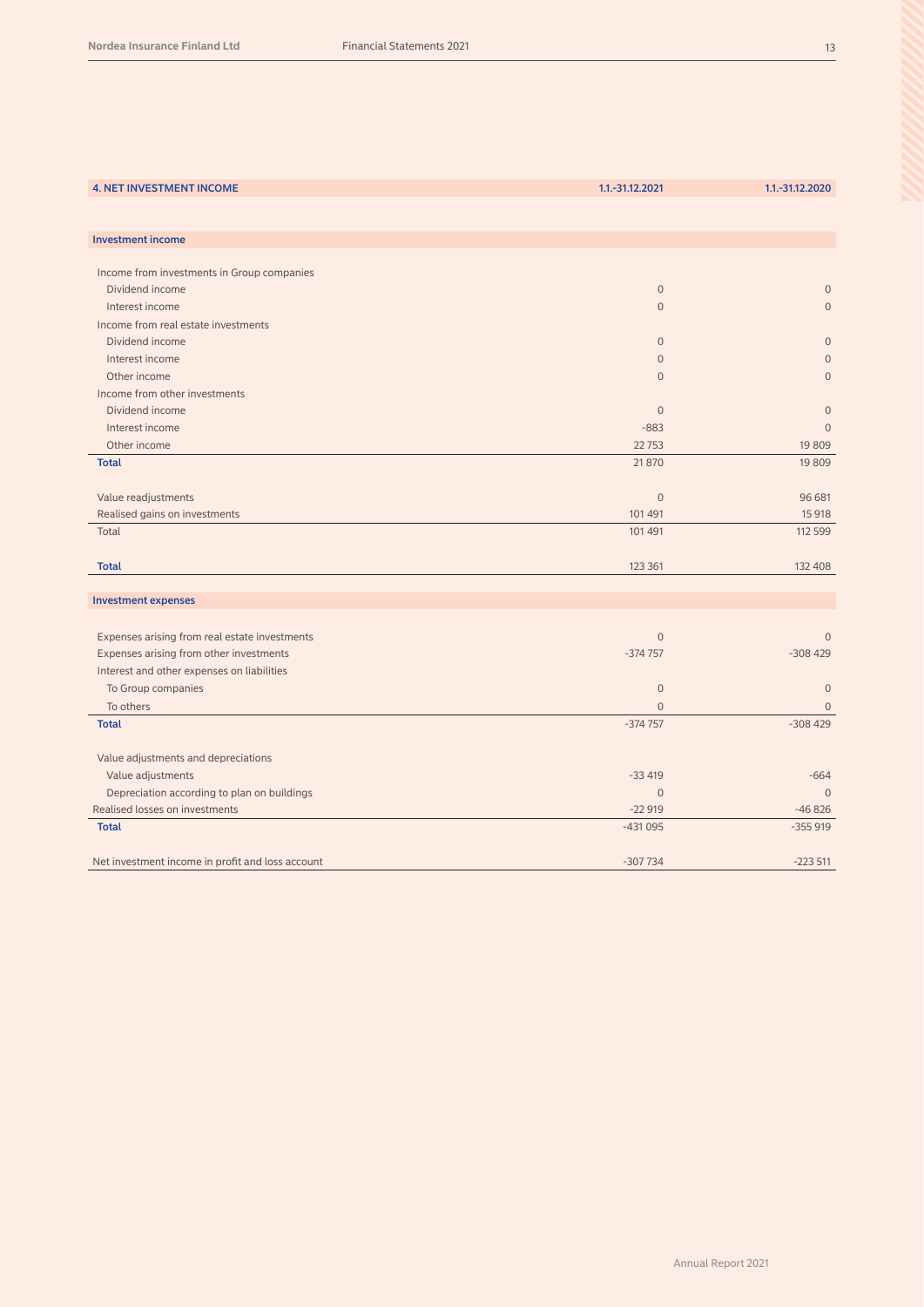| 4. NET INVESTMENT INCOME | 1.1.-31.12.2021 | 1.1.-31.12.2020 |
|---|---|---|
| **Investment income** | | |
| Income from investments in Group companies | | |
| Dividend income | 0 | 0 |
| Interest income | 0 | 0 |
| Income from real estate investments | | |
| Dividend income | 0 | 0 |
| Interest income | 0 | 0 |
| Other income | 0 | 0 |
| Income from other investments | | |
| Dividend income | 0 | 0 |
| Interest income | -883 | 0 |
| Other income | 22 753 | 19 809 |
| **Total** | 21 870 | 19 809 |
| | | |
| Value readjustments | 0 | 96 681 |
| Realised gains on investments | 101 491 | 15 918 |
| Total | 101 491 | 112 599 |
| | | |
| **Total** | 123 361 | 132 408 |
| **Investment expenses** | | |
| Expenses arising from real estate investments | 0 | 0 |
| Expenses arising from other investments | -374 757 | -308 429 |
| Interest and other expenses on liabilities | | |
| To Group companies | 0 | 0 |
| To others | 0 | 0 |
| **Total** | -374 757 | -308 429 |
| | | |
| Value adjustments and depreciations | | |
| Value adjustments | -33 419 | -664 |
| Depreciation according to plan on buildings | 0 | 0 |
| Realised losses on investments | -22 919 | -46 826 |
| **Total** | -431 095 | -355 919 |
| | | |
| Net investment income in profit and loss account | -307 734 | -223 511 |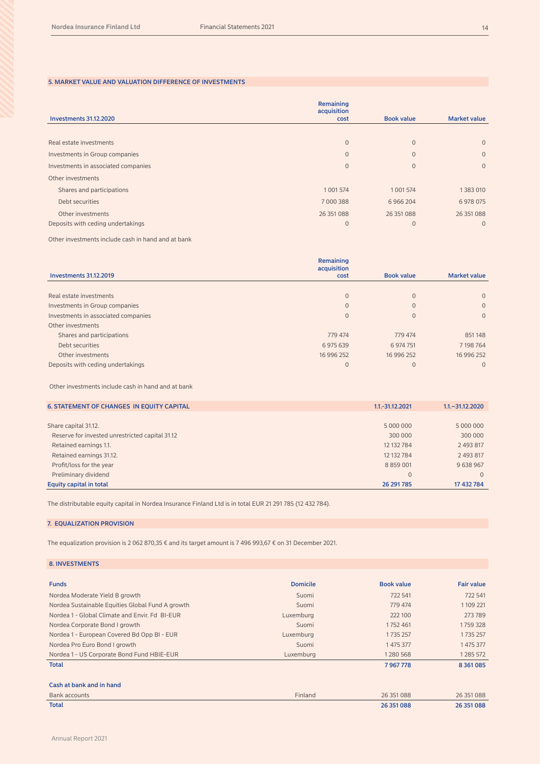## 5. MARKET VALUE AND VALUATION DIFFERENCE OF INVESTMENTS

| Investments 31.12.2020 | Remaining acquisition cost | Book value | Market value |
|---|---|---|---|
| Real estate investments | 0 | 0 | 0 |
| Investments in Group companies | 0 | 0 | 0 |
| Investments in associated companies | 0 | 0 | 0 |
| Other investments | | | |
| Shares and participations | 1 001 574 | 1 001 574 | 1 383 010 |
| Debt securities | 7 000 388 | 6 966 204 | 6 978 075 |
| Other investments | 26 351 088 | 26 351 088 | 26 351 088 |
| Deposits with ceding undertakings | 0 | 0 | 0 |

Other investments include cash in hand and at bank

| Investments 31.12.2019 | Remaining acquisition cost | Book value | Market value |
|---|---|---|---|
| Real estate investments | 0 | 0 | 0 |
| Investments in Group companies | 0 | 0 | 0 |
| Investments in associated companies | 0 | 0 | 0 |
| Other investments | | | |
| Shares and participations | 779 474 | 779 474 | 851 148 |
| Debt securities | 6 975 639 | 6 974 751 | 7 198 764 |
| Other investments | 16 996 252 | 16 996 252 | 16 996 252 |
| Deposits with ceding undertakings | 0 | 0 | 0 |

Other investments include cash in hand and at bank

## 6. STATEMENT OF CHANGES IN EQUITY CAPITAL

| | 1.1.-31.12.2021 | 1.1.–31.12.2020 |
|---|---|---|
| Share capital 31.12. | 5 000 000 | 5 000 000 |
| Reserve for invested unrestricted capital 31.12 | 300 000 | 300 000 |
| Retained earnings 1.1. | 12 132 784 | 2 493 817 |
| Retained earnings 31.12. | 12 132 784 | 2 493 817 |
| Profit/loss for the year | 8 859 001 | 9 638 967 |
| Preliminary dividend | 0 | 0 |
| **Equity capital in total** | **26 291 785** | **17 432 784** |

The distributable equity capital in Nordea Insurance Finland Ltd is in total EUR 21 291 785 (12 432 784).

## 7. EQUALIZATION PROVISION

The equalization provision is 2 062 870,35 € and its target amount is 7 496 993,67 € on 31 December 2021.

## 8. INVESTMENTS

| Funds | Domicile | Book value | Fair value |
|---|---|---|---|
| Nordea Moderate Yield B growth | Suomi | 722 541 | 722 541 |
| Nordea Sustainable Equities Global Fund A growth | Suomi | 779 474 | 1 109 221 |
| Nordea 1 - Global Climate and Envir. Fd BI-EUR | Luxemburg | 222 100 | 273 789 |
| Nordea Corporate Bond I growth | Suomi | 1 752 461 | 1 759 328 |
| Nordea 1 - European Covered Bd Opp BI - EUR | Luxemburg | 1 735 257 | 1 735 257 |
| Nordea Pro Euro Bond I growth | Suomi | 1 475 377 | 1 475 377 |
| Nordea 1 - US Corporate Bond Fund HBIE-EUR | Luxemburg | 1 280 568 | 1 285 572 |
| **Total** | | **7 967 778** | **8 361 085** |

| Cash at bank and in hand | | | |
|---|---|---|---|
| Bank accounts | Finland | 26 351 088 | 26 351 088 |
| **Total** | | **26 351 088** | **26 351 088** |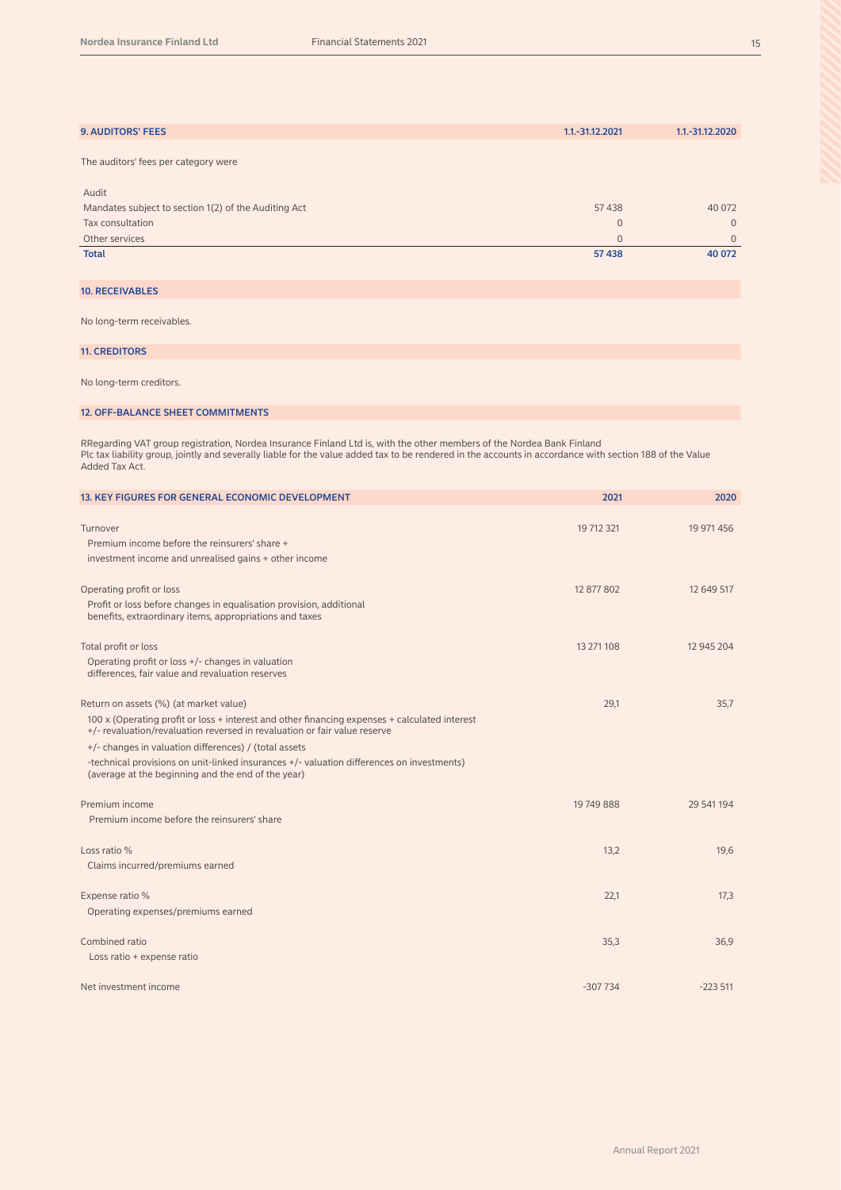| 9. AUDITORS' FEES | 1.1.-31.12.2021 | 1.1.-31.12.2020 |
|---|---|---|
| The auditors' fees per category were | | |
| Audit | | |
| Mandates subject to section 1(2) of the Auditing Act | 57 438 | 40 072 |
| Tax consultation | 0 | 0 |
| Other services | 0 | 0 |
| **Total** | **57 438** | **40 072** |

## 10. RECEIVABLES

No long-term receivables.

## 11. CREDITORS

No long-term creditors.

## 12. OFF-BALANCE SHEET COMMITMENTS

RRegarding VAT group registration, Nordea Insurance Finland Ltd is, with the other members of the Nordea Bank Finland Plc tax liability group, jointly and severally liable for the value added tax to be rendered in the accounts in accordance with section 188 of the Value Added Tax Act.

| 13. KEY FIGURES FOR GENERAL ECONOMIC DEVELOPMENT | 2021 | 2020 |
|---|---|---|
| Turnover | 19 712 321 | 19 971 456 |
| Premium income before the reinsurers' share + investment income and unrealised gains + other income | | |
| Operating profit or loss | 12 877 802 | 12 649 517 |
| Profit or loss before changes in equalisation provision, additional benefits, extraordinary items, appropriations and taxes | | |
| Total profit or loss | 13 271 108 | 12 945 204 |
| Operating profit or loss +/- changes in valuation differences, fair value and revaluation reserves | | |
| Return on assets (%) (at market value) | 29,1 | 35,7 |
| 100 x (Operating profit or loss + interest and other financing expenses + calculated interest +/- revaluation/revaluation reversed in revaluation or fair value reserve | | |
| +/- changes in valuation differences) / (total assets | | |
| -technical provisions on unit-linked insurances +/- valuation differences on investments) (average at the beginning and the end of the year) | | |
| Premium income | 19 749 888 | 29 541 194 |
| Premium income before the reinsurers' share | | |
| Loss ratio % | 13,2 | 19,6 |
| Claims incurred/premiums earned | | |
| Expense ratio % | 22,1 | 17,3 |
| Operating expenses/premiums earned | | |
| Combined ratio | 35,3 | 36,9 |
| Loss ratio + expense ratio | | |
| Net investment income | -307 734 | -223 511 |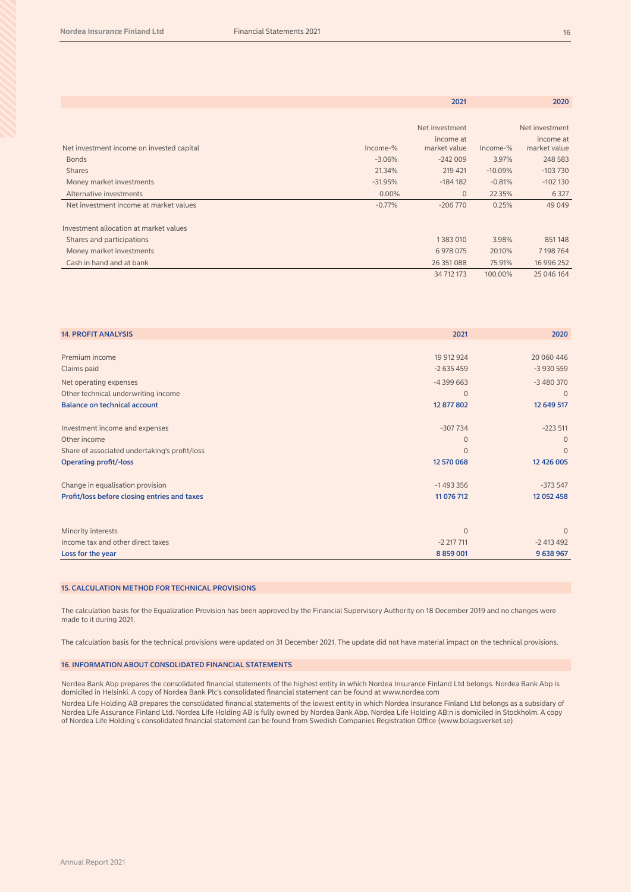| Net investment income on invested capital | 2021 Income-% | 2021 Net investment income at market value | 2020 Income-% | 2020 Net investment income at market value |
|---|---|---|---|---|
| Bonds | -3.06% | -242 009 | 3.97% | 248 583 |
| Shares | 21.34% | 219 421 | -10.09% | -103 730 |
| Money market investments | -31.95% | -184 182 | -0.81% | -102 130 |
| Alternative investments | 0.00% | 0 | 22.35% | 6 327 |
| Net investment income at market values | -0.77% | -206 770 | 0.25% | 49 049 |
| | | | | |
| Investment allocation at market values | | | | |
| Shares and participations | | 1 383 010 | 3.98% | 851 148 |
| Money market investments | | 6 978 075 | 20.10% | 7 198 764 |
| Cash in hand and at bank | | 26 351 088 | 75.91% | 16 996 252 |
| | | 34 712 173 | 100.00% | 25 046 164 |

## 14. PROFIT ANALYSIS

| | 2021 | 2020 |
|---|---|---|
| Premium income | 19 912 924 | 20 060 446 |
| Claims paid | -2 635 459 | -3 930 559 |
| Net operating expenses | -4 399 663 | -3 480 370 |
| Other technical underwriting income | 0 | 0 |
| **Balance on technical account** | **12 877 802** | **12 649 517** |
| | | |
| Investment income and expenses | -307 734 | -223 511 |
| Other income | 0 | 0 |
| Share of associated undertaking's profit/loss | 0 | 0 |
| **Operating profit/-loss** | **12 570 068** | **12 426 005** |
| | | |
| Change in equalisation provision | -1 493 356 | -373 547 |
| **Profit/loss before closing entries and taxes** | **11 076 712** | **12 052 458** |
| | | |
| Minority interests | 0 | 0 |
| Income tax and other direct taxes | -2 217 711 | -2 413 492 |
| **Loss for the year** | **8 859 001** | **9 638 967** |

## 15. CALCULATION METHOD FOR TECHNICAL PROVISIONS

The calculation basis for the Equalization Provision has been approved by the Financial Supervisory Authority on 18 December 2019 and no changes were made to it during 2021.

The calculation basis for the technical provisions were updated on 31 December 2021. The update did not have material impact on the technical provisions.

## 16. INFORMATION ABOUT CONSOLIDATED FINANCIAL STATEMENTS

Nordea Bank Abp prepares the consolidated financial statements of the highest entity in which Nordea Insurance Finland Ltd belongs. Nordea Bank Abp is domiciled in Helsinki. A copy of Nordea Bank Plc's consolidated financial statement can be found at www.nordea.com

Nordea Life Holding AB prepares the consolidated financial statements of the lowest entity in which Nordea Insurance Finland Ltd belongs as a subsidary of Nordea Life Assurance Finland Ltd. Nordea Life Holding AB is fully owned by Nordea Bank Abp. Nordea Life Holding AB:n is domiciled in Stockholm. A copy of Nordea Life Holding´s consolidated financial statement can be found from Swedish Companies Registration Office (www.bolagsverket.se)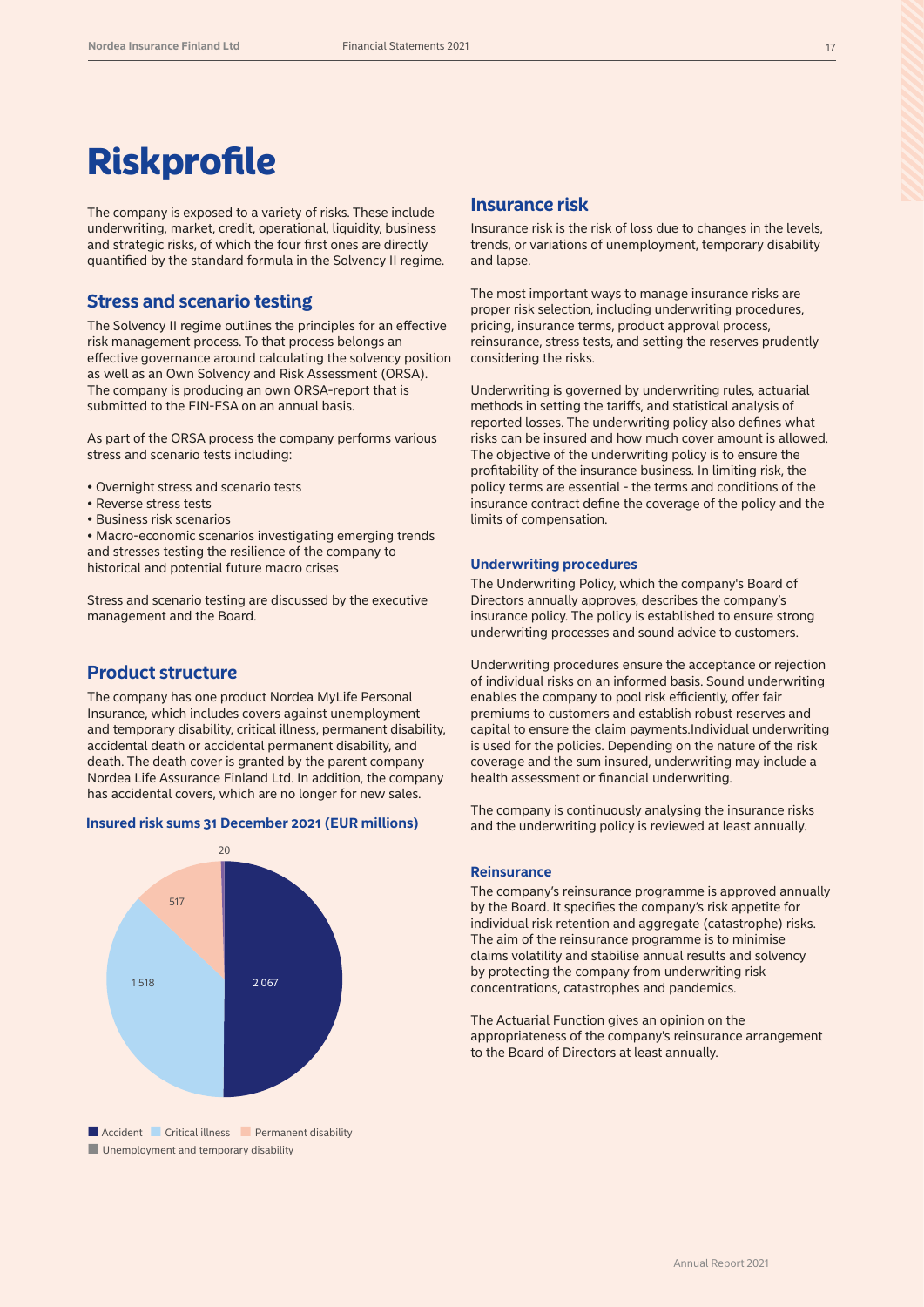# Riskprofile

The company is exposed to a variety of risks. These include underwriting, market, credit, operational, liquidity, business and strategic risks, of which the four first ones are directly quantified by the standard formula in the Solvency II regime.

## Stress and scenario testing

The Solvency II regime outlines the principles for an effective risk management process. To that process belongs an effective governance around calculating the solvency position as well as an Own Solvency and Risk Assessment (ORSA). The company is producing an own ORSA-report that is submitted to the FIN-FSA on an annual basis.

As part of the ORSA process the company performs various stress and scenario tests including:

- Overnight stress and scenario tests
- Reverse stress tests
- Business risk scenarios
- Macro-economic scenarios investigating emerging trends and stresses testing the resilience of the company to historical and potential future macro crises

Stress and scenario testing are discussed by the executive management and the Board.

## Product structure

The company has one product Nordea MyLife Personal Insurance, which includes covers against unemployment and temporary disability, critical illness, permanent disability, accidental death or accidental permanent disability, and death. The death cover is granted by the parent company Nordea Life Assurance Finland Ltd. In addition, the company has accidental covers, which are no longer for new sales.

**Insured risk sums 31 December 2021 (EUR millions)**

| Category | EUR millions |
|---|---|
| Accident | 2 067 |
| Critical illness | 1 518 |
| Permanent disability | 517 |
| Unemployment and temporary disability | 20 |

## Insurance risk

Insurance risk is the risk of loss due to changes in the levels, trends, or variations of unemployment, temporary disability and lapse.

The most important ways to manage insurance risks are proper risk selection, including underwriting procedures, pricing, insurance terms, product approval process, reinsurance, stress tests, and setting the reserves prudently considering the risks.

Underwriting is governed by underwriting rules, actuarial methods in setting the tariffs, and statistical analysis of reported losses. The underwriting policy also defines what risks can be insured and how much cover amount is allowed. The objective of the underwriting policy is to ensure the profitability of the insurance business. In limiting risk, the policy terms are essential - the terms and conditions of the insurance contract define the coverage of the policy and the limits of compensation.

### Underwriting procedures

The Underwriting Policy, which the company's Board of Directors annually approves, describes the company's insurance policy. The policy is established to ensure strong underwriting processes and sound advice to customers.

Underwriting procedures ensure the acceptance or rejection of individual risks on an informed basis. Sound underwriting enables the company to pool risk efficiently, offer fair premiums to customers and establish robust reserves and capital to ensure the claim payments.Individual underwriting is used for the policies. Depending on the nature of the risk coverage and the sum insured, underwriting may include a health assessment or financial underwriting.

The company is continuously analysing the insurance risks and the underwriting policy is reviewed at least annually.

### Reinsurance

The company's reinsurance programme is approved annually by the Board. It specifies the company's risk appetite for individual risk retention and aggregate (catastrophe) risks. The aim of the reinsurance programme is to minimise claims volatility and stabilise annual results and solvency by protecting the company from underwriting risk concentrations, catastrophes and pandemics.

The Actuarial Function gives an opinion on the appropriateness of the company's reinsurance arrangement to the Board of Directors at least annually.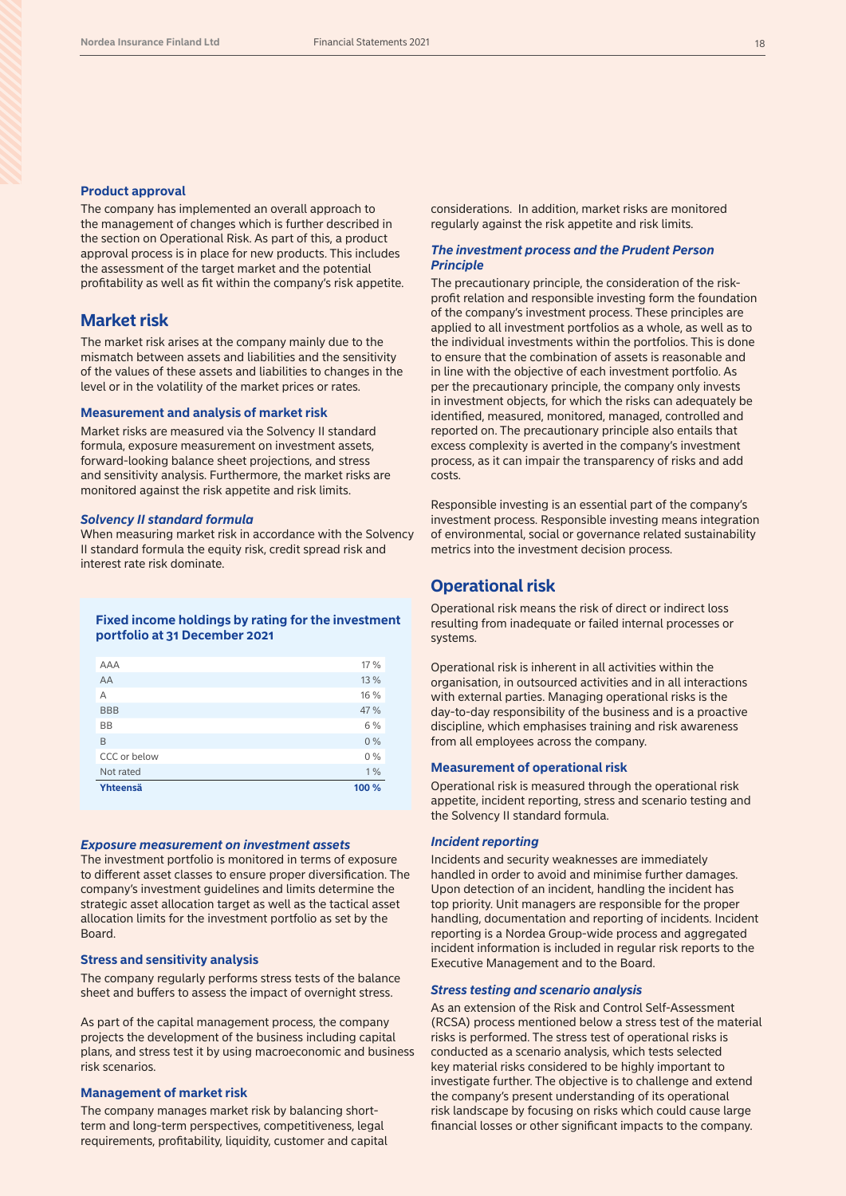### Product approval

The company has implemented an overall approach to the management of changes which is further described in the section on Operational Risk. As part of this, a product approval process is in place for new products. This includes the assessment of the target market and the potential profitability as well as fit within the company's risk appetite.

## Market risk

The market risk arises at the company mainly due to the mismatch between assets and liabilities and the sensitivity of the values of these assets and liabilities to changes in the level or in the volatility of the market prices or rates.

### Measurement and analysis of market risk

Market risks are measured via the Solvency II standard formula, exposure measurement on investment assets, forward-looking balance sheet projections, and stress and sensitivity analysis. Furthermore, the market risks are monitored against the risk appetite and risk limits.

#### *Solvency II standard formula*

When measuring market risk in accordance with the Solvency II standard formula the equity risk, credit spread risk and interest rate risk dominate.

**Fixed income holdings by rating for the investment portfolio at 31 December 2021**

| | |
|---|---|
| AAA | 17 % |
| AA | 13 % |
| A | 16 % |
| BBB | 47 % |
| BB | 6 % |
| B | 0 % |
| CCC or below | 0 % |
| Not rated | 1 % |
| **Yhteensä** | **100 %** |

#### *Exposure measurement on investment assets*

The investment portfolio is monitored in terms of exposure to different asset classes to ensure proper diversification. The company's investment guidelines and limits determine the strategic asset allocation target as well as the tactical asset allocation limits for the investment portfolio as set by the Board.

### Stress and sensitivity analysis

The company regularly performs stress tests of the balance sheet and buffers to assess the impact of overnight stress.

As part of the capital management process, the company projects the development of the business including capital plans, and stress test it by using macroeconomic and business risk scenarios.

### Management of market risk

The company manages market risk by balancing short-term and long-term perspectives, competitiveness, legal requirements, profitability, liquidity, customer and capital considerations. In addition, market risks are monitored regularly against the risk appetite and risk limits.

#### *The investment process and the Prudent Person Principle*

The precautionary principle, the consideration of the risk-profit relation and responsible investing form the foundation of the company's investment process. These principles are applied to all investment portfolios as a whole, as well as to the individual investments within the portfolios. This is done to ensure that the combination of assets is reasonable and in line with the objective of each investment portfolio. As per the precautionary principle, the company only invests in investment objects, for which the risks can adequately be identified, measured, monitored, managed, controlled and reported on. The precautionary principle also entails that excess complexity is averted in the company's investment process, as it can impair the transparency of risks and add costs.

Responsible investing is an essential part of the company's investment process. Responsible investing means integration of environmental, social or governance related sustainability metrics into the investment decision process.

## Operational risk

Operational risk means the risk of direct or indirect loss resulting from inadequate or failed internal processes or systems.

Operational risk is inherent in all activities within the organisation, in outsourced activities and in all interactions with external parties. Managing operational risks is the day-to-day responsibility of the business and is a proactive discipline, which emphasises training and risk awareness from all employees across the company.

### Measurement of operational risk

Operational risk is measured through the operational risk appetite, incident reporting, stress and scenario testing and the Solvency II standard formula.

#### *Incident reporting*

Incidents and security weaknesses are immediately handled in order to avoid and minimise further damages. Upon detection of an incident, handling the incident has top priority. Unit managers are responsible for the proper handling, documentation and reporting of incidents. Incident reporting is a Nordea Group-wide process and aggregated incident information is included in regular risk reports to the Executive Management and to the Board.

#### *Stress testing and scenario analysis*

As an extension of the Risk and Control Self-Assessment (RCSA) process mentioned below a stress test of the material risks is performed. The stress test of operational risks is conducted as a scenario analysis, which tests selected key material risks considered to be highly important to investigate further. The objective is to challenge and extend the company's present understanding of its operational risk landscape by focusing on risks which could cause large financial losses or other significant impacts to the company.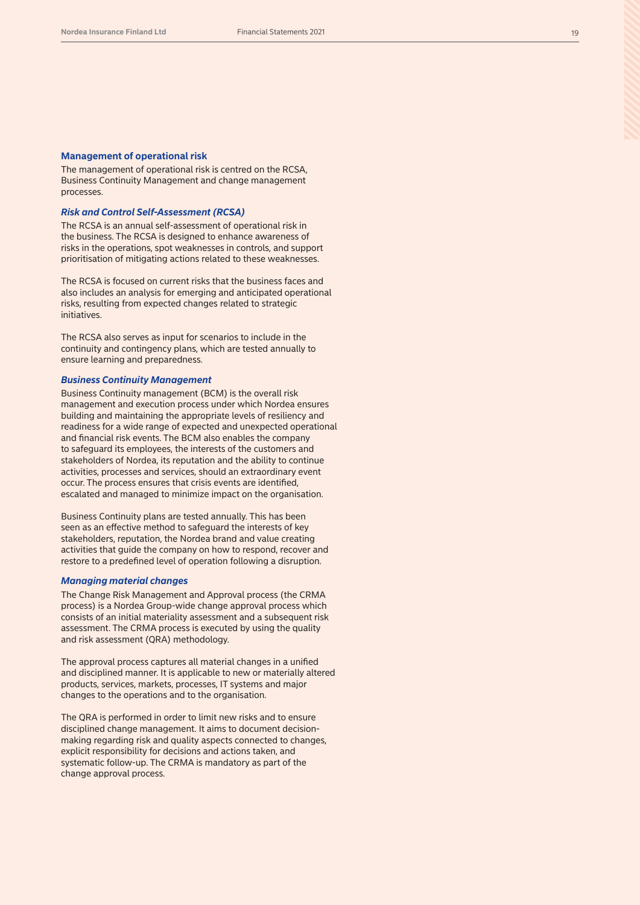## Management of operational risk

The management of operational risk is centred on the RCSA, Business Continuity Management and change management processes.

### *Risk and Control Self-Assessment (RCSA)*

The RCSA is an annual self-assessment of operational risk in the business. The RCSA is designed to enhance awareness of risks in the operations, spot weaknesses in controls, and support prioritisation of mitigating actions related to these weaknesses.

The RCSA is focused on current risks that the business faces and also includes an analysis for emerging and anticipated operational risks, resulting from expected changes related to strategic initiatives.

The RCSA also serves as input for scenarios to include in the continuity and contingency plans, which are tested annually to ensure learning and preparedness.

### *Business Continuity Management*

Business Continuity management (BCM) is the overall risk management and execution process under which Nordea ensures building and maintaining the appropriate levels of resiliency and readiness for a wide range of expected and unexpected operational and financial risk events. The BCM also enables the company to safeguard its employees, the interests of the customers and stakeholders of Nordea, its reputation and the ability to continue activities, processes and services, should an extraordinary event occur. The process ensures that crisis events are identified, escalated and managed to minimize impact on the organisation.

Business Continuity plans are tested annually. This has been seen as an effective method to safeguard the interests of key stakeholders, reputation, the Nordea brand and value creating activities that guide the company on how to respond, recover and restore to a predefined level of operation following a disruption.

### *Managing material changes*

The Change Risk Management and Approval process (the CRMA process) is a Nordea Group-wide change approval process which consists of an initial materiality assessment and a subsequent risk assessment. The CRMA process is executed by using the quality and risk assessment (QRA) methodology.

The approval process captures all material changes in a unified and disciplined manner. It is applicable to new or materially altered products, services, markets, processes, IT systems and major changes to the operations and to the organisation.

The QRA is performed in order to limit new risks and to ensure disciplined change management. It aims to document decision-making regarding risk and quality aspects connected to changes, explicit responsibility for decisions and actions taken, and systematic follow-up. The CRMA is mandatory as part of the change approval process.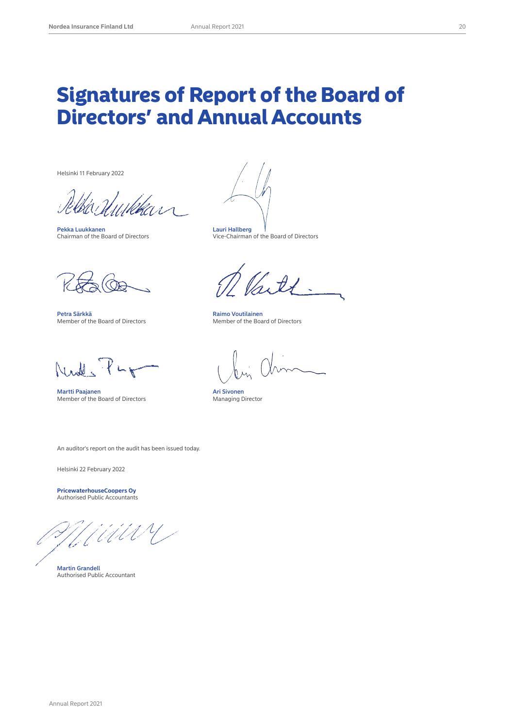# Signatures of Report of the Board of Directors' and Annual Accounts

Helsinki 11 February 2022

**Pekka Luukkanen**
Chairman of the Board of Directors

**Lauri Hallberg**
Vice-Chairman of the Board of Directors

**Petra Särkkä**
Member of the Board of Directors

**Raimo Voutilainen**
Member of the Board of Directors

**Martti Paajanen**
Member of the Board of Directors

**Ari Sivonen**
Managing Director

An auditor's report on the audit has been issued today.

Helsinki 22 February 2022

**PricewaterhouseCoopers Oy**
Authorised Public Accountants

**Martin Grandell**
Authorised Public Accountant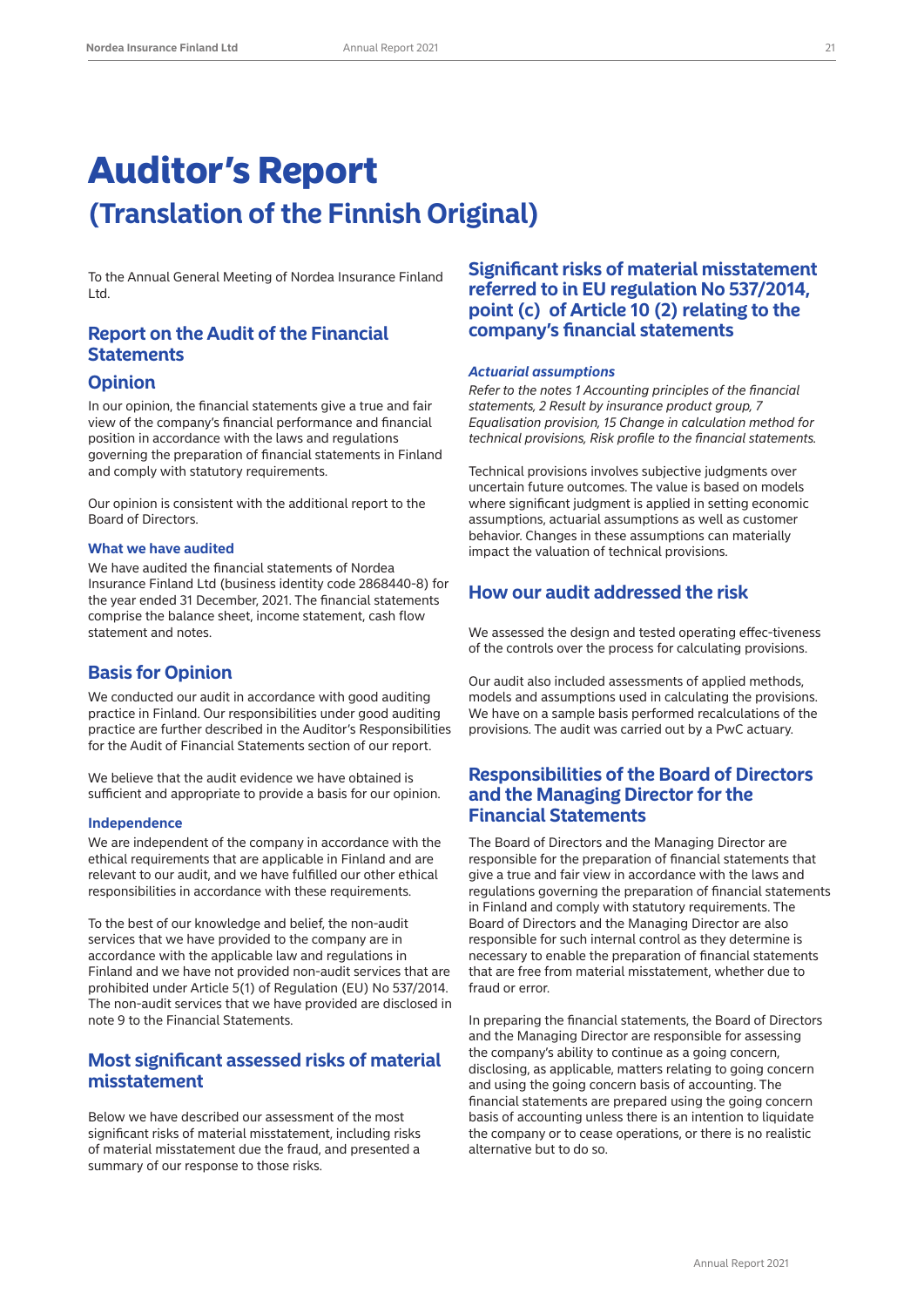# Auditor's Report

## (Translation of the Finnish Original)

To the Annual General Meeting of Nordea Insurance Finland Ltd.

## Report on the Audit of the Financial Statements

### Opinion

In our opinion, the financial statements give a true and fair view of the company's financial performance and financial position in accordance with the laws and regulations governing the preparation of financial statements in Finland and comply with statutory requirements.

Our opinion is consistent with the additional report to the Board of Directors.

#### What we have audited

We have audited the financial statements of Nordea Insurance Finland Ltd (business identity code 2868440-8) for the year ended 31 December, 2021. The financial statements comprise the balance sheet, income statement, cash flow statement and notes.

### Basis for Opinion

We conducted our audit in accordance with good auditing practice in Finland. Our responsibilities under good auditing practice are further described in the Auditor's Responsibilities for the Audit of Financial Statements section of our report.

We believe that the audit evidence we have obtained is sufficient and appropriate to provide a basis for our opinion.

#### Independence

We are independent of the company in accordance with the ethical requirements that are applicable in Finland and are relevant to our audit, and we have fulfilled our other ethical responsibilities in accordance with these requirements.

To the best of our knowledge and belief, the non-audit services that we have provided to the company are in accordance with the applicable law and regulations in Finland and we have not provided non-audit services that are prohibited under Article 5(1) of Regulation (EU) No 537/2014. The non-audit services that we have provided are disclosed in note 9 to the Financial Statements.

### Most significant assessed risks of material misstatement

Below we have described our assessment of the most significant risks of material misstatement, including risks of material misstatement due the fraud, and presented a summary of our response to those risks.

### Significant risks of material misstatement referred to in EU regulation No 537/2014, point (c) of Article 10 (2) relating to the company's financial statements

#### *Actuarial assumptions*

*Refer to the notes 1 Accounting principles of the financial statements, 2 Result by insurance product group, 7 Equalisation provision, 15 Change in calculation method for technical provisions, Risk profile to the financial statements.*

Technical provisions involves subjective judgments over uncertain future outcomes. The value is based on models where significant judgment is applied in setting economic assumptions, actuarial assumptions as well as customer behavior. Changes in these assumptions can materially impact the valuation of technical provisions.

### How our audit addressed the risk

We assessed the design and tested operating effec-tiveness of the controls over the process for calculating provisions.

Our audit also included assessments of applied methods, models and assumptions used in calculating the provisions. We have on a sample basis performed recalculations of the provisions. The audit was carried out by a PwC actuary.

### Responsibilities of the Board of Directors and the Managing Director for the Financial Statements

The Board of Directors and the Managing Director are responsible for the preparation of financial statements that give a true and fair view in accordance with the laws and regulations governing the preparation of financial statements in Finland and comply with statutory requirements. The Board of Directors and the Managing Director are also responsible for such internal control as they determine is necessary to enable the preparation of financial statements that are free from material misstatement, whether due to fraud or error.

In preparing the financial statements, the Board of Directors and the Managing Director are responsible for assessing the company's ability to continue as a going concern, disclosing, as applicable, matters relating to going concern and using the going concern basis of accounting. The financial statements are prepared using the going concern basis of accounting unless there is an intention to liquidate the company or to cease operations, or there is no realistic alternative but to do so.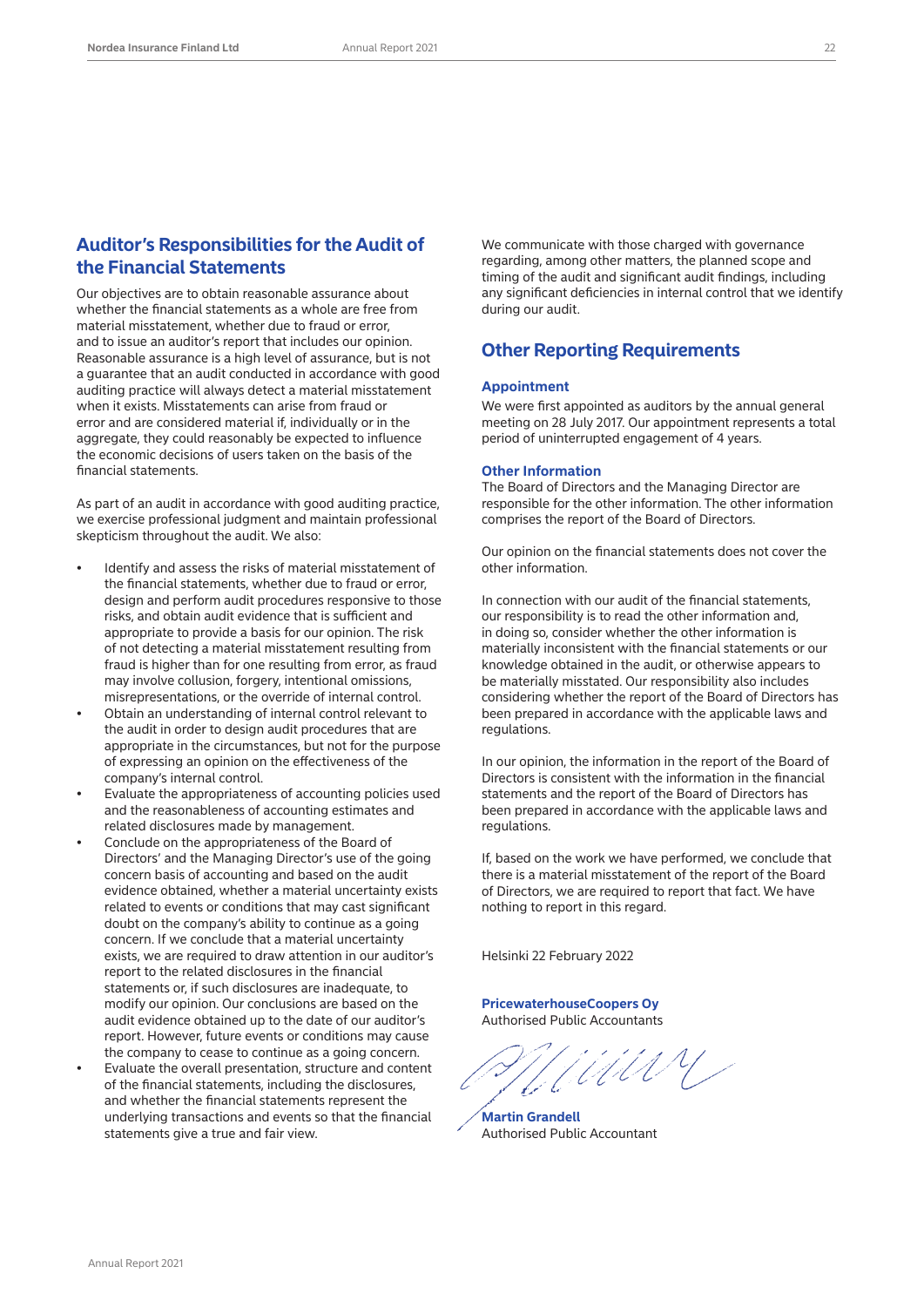## Auditor's Responsibilities for the Audit of the Financial Statements

Our objectives are to obtain reasonable assurance about whether the financial statements as a whole are free from material misstatement, whether due to fraud or error, and to issue an auditor's report that includes our opinion. Reasonable assurance is a high level of assurance, but is not a guarantee that an audit conducted in accordance with good auditing practice will always detect a material misstatement when it exists. Misstatements can arise from fraud or error and are considered material if, individually or in the aggregate, they could reasonably be expected to influence the economic decisions of users taken on the basis of the financial statements.

As part of an audit in accordance with good auditing practice, we exercise professional judgment and maintain professional skepticism throughout the audit. We also:

- Identify and assess the risks of material misstatement of the financial statements, whether due to fraud or error, design and perform audit procedures responsive to those risks, and obtain audit evidence that is sufficient and appropriate to provide a basis for our opinion. The risk of not detecting a material misstatement resulting from fraud is higher than for one resulting from error, as fraud may involve collusion, forgery, intentional omissions, misrepresentations, or the override of internal control.
- Obtain an understanding of internal control relevant to the audit in order to design audit procedures that are appropriate in the circumstances, but not for the purpose of expressing an opinion on the effectiveness of the company's internal control.
- Evaluate the appropriateness of accounting policies used and the reasonableness of accounting estimates and related disclosures made by management.
- Conclude on the appropriateness of the Board of Directors' and the Managing Director's use of the going concern basis of accounting and based on the audit evidence obtained, whether a material uncertainty exists related to events or conditions that may cast significant doubt on the company's ability to continue as a going concern. If we conclude that a material uncertainty exists, we are required to draw attention in our auditor's report to the related disclosures in the financial statements or, if such disclosures are inadequate, to modify our opinion. Our conclusions are based on the audit evidence obtained up to the date of our auditor's report. However, future events or conditions may cause the company to cease to continue as a going concern.
- Evaluate the overall presentation, structure and content of the financial statements, including the disclosures, and whether the financial statements represent the underlying transactions and events so that the financial statements give a true and fair view.

We communicate with those charged with governance regarding, among other matters, the planned scope and timing of the audit and significant audit findings, including any significant deficiencies in internal control that we identify during our audit.

## Other Reporting Requirements

### Appointment

We were first appointed as auditors by the annual general meeting on 28 July 2017. Our appointment represents a total period of uninterrupted engagement of 4 years.

### Other Information

The Board of Directors and the Managing Director are responsible for the other information. The other information comprises the report of the Board of Directors.

Our opinion on the financial statements does not cover the other information.

In connection with our audit of the financial statements, our responsibility is to read the other information and, in doing so, consider whether the other information is materially inconsistent with the financial statements or our knowledge obtained in the audit, or otherwise appears to be materially misstated. Our responsibility also includes considering whether the report of the Board of Directors has been prepared in accordance with the applicable laws and regulations.

In our opinion, the information in the report of the Board of Directors is consistent with the information in the financial statements and the report of the Board of Directors has been prepared in accordance with the applicable laws and regulations.

If, based on the work we have performed, we conclude that there is a material misstatement of the report of the Board of Directors, we are required to report that fact. We have nothing to report in this regard.

Helsinki 22 February 2022

**PricewaterhouseCoopers Oy**
Authorised Public Accountants

**Martin Grandell**
Authorised Public Accountant